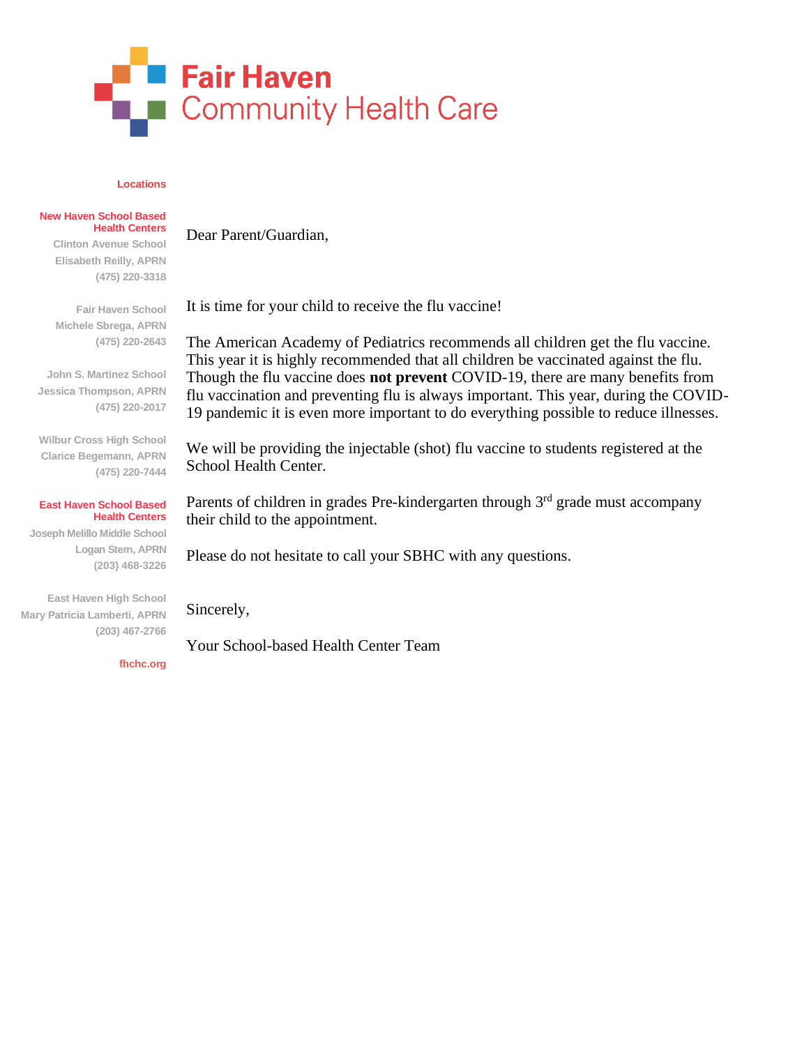# Fair Haven Community Health Care

**Locations**

**New Haven School Based Health Centers**

Clinton Avenue School
Elisabeth Reilly, APRN
(475) 220-3318

Fair Haven School
Michele Sbrega, APRN
(475) 220-2643

John S. Martinez School
Jessica Thompson, APRN
(475) 220-2017

Wilbur Cross High School
Clarice Begemann, APRN
(475) 220-7444

**East Haven School Based Health Centers**

Joseph Melillo Middle School
Logan Stem, APRN
(203) 468-3226

East Haven High School
Mary Patricia Lamberti, APRN
(203) 467-2766

fhchc.org

Dear Parent/Guardian,

It is time for your child to receive the flu vaccine!

The American Academy of Pediatrics recommends all children get the flu vaccine. This year it is highly recommended that all children be vaccinated against the flu. Though the flu vaccine does **not prevent** COVID-19, there are many benefits from flu vaccination and preventing flu is always important. This year, during the COVID-19 pandemic it is even more important to do everything possible to reduce illnesses.

We will be providing the injectable (shot) flu vaccine to students registered at the School Health Center.

Parents of children in grades Pre-kindergarten through 3rd grade must accompany their child to the appointment.

Please do not hesitate to call your SBHC with any questions.

Sincerely,

Your School-based Health Center Team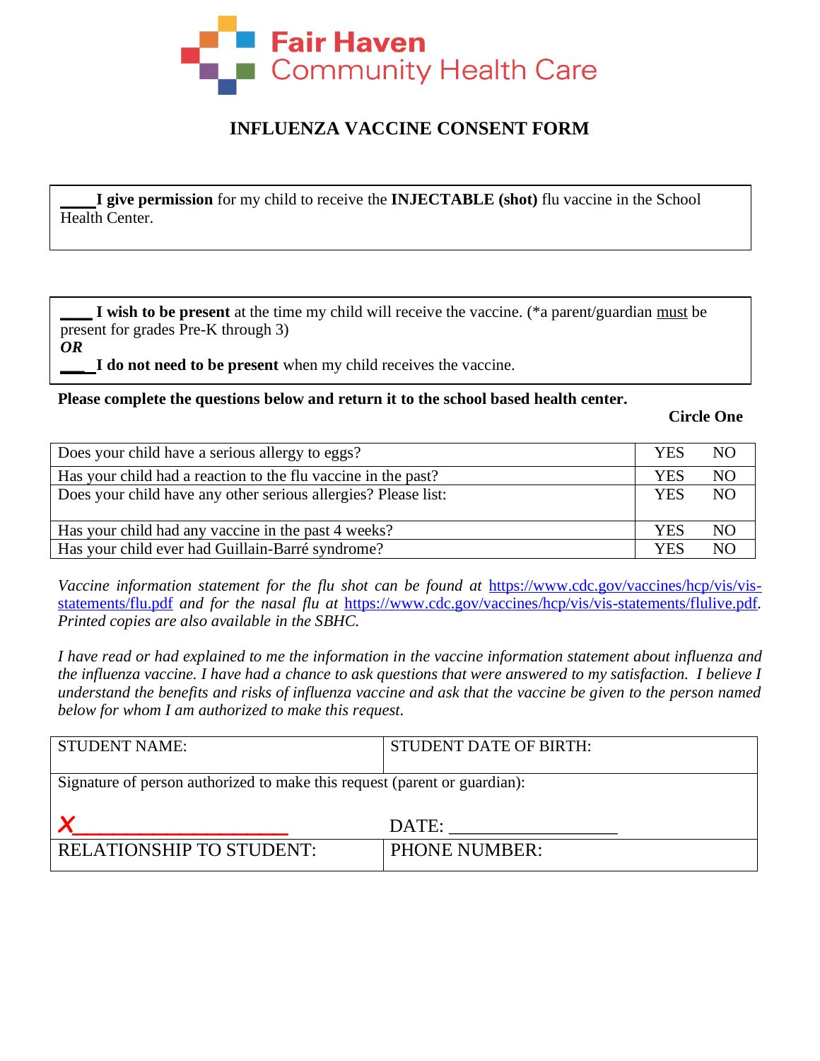Fair Haven
Community Health Care

# INFLUENZA VACCINE CONSENT FORM

____**I give permission** for my child to receive the **INJECTABLE (shot)** flu vaccine in the School Health Center.

____ **I wish to be present** at the time my child will receive the vaccine. (*a parent/guardian must be present for grades Pre-K through 3)

***OR***

____ **I do not need to be present** when my child receives the vaccine.

**Please complete the questions below and return it to the school based health center.**

**Circle One**

| | |
|---|---|
| Does your child have a serious allergy to eggs? | YES NO |
| Has your child had a reaction to the flu vaccine in the past? | YES NO |
| Does your child have any other serious allergies? Please list: | YES NO |
| Has your child had any vaccine in the past 4 weeks? | YES NO |
| Has your child ever had Guillain-Barré syndrome? | YES NO |

*Vaccine information statement for the flu shot can be found at* https://www.cdc.gov/vaccines/hcp/vis/vis-statements/flu.pdf *and for the nasal flu at* https://www.cdc.gov/vaccines/hcp/vis/vis-statements/flulive.pdf. *Printed copies are also available in the SBHC.*

*I have read or had explained to me the information in the vaccine information statement about influenza and the influenza vaccine. I have had a chance to ask questions that were answered to my satisfaction. I believe I understand the benefits and risks of influenza vaccine and ask that the vaccine be given to the person named below for whom I am authorized to make this request.*

| | |
|---|---|
| STUDENT NAME: | STUDENT DATE OF BIRTH: |
| Signature of person authorized to make this request (parent or guardian):<br>X____________________ | DATE: __________________ |
| RELATIONSHIP TO STUDENT: | PHONE NUMBER: |